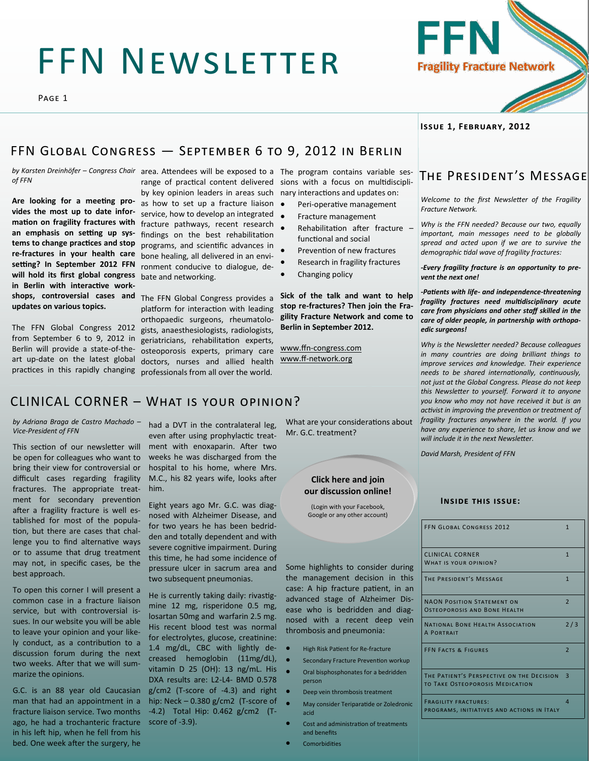# FFN Newsletter

Issue 1, February, 2012

## FFN Global Congress — September 6 to 9, 2012 in Berlin

*by Karsten Dreinhöfer – Congress Chair of FFN*

**Are looking for a meeting provides the most up to date information on fragility fractures with an emphasis on setting up systems to change practices and stop re-fractures in your health care setting? In September 2012 FFN will hold its first global congress in Berlin with interactive workshops, controversial cases and updates on various topics.**

The FFN Global Congress 2012 from September 6 to 9, 2012 in Berlin will provide a state-of-the-art up-date on the latest global practices in this rapidly changing area. Attendees will be exposed to a range of practical content delivered by key opinion leaders in areas such as how to set up a fracture liaison service, how to develop an integrated fracture pathways, recent research findings on the best rehabilitation programs, and scientific advances in bone healing, all delivered in an environment conducive to dialogue, debate and networking.

The FFN Global Congress provides a platform for interaction with leading orthopaedic surgeons, rheumatologists, anaesthesiologists, radiologists, geriatricians, rehabilitation experts, osteoporosis experts, primary care doctors, nurses and allied health professionals from all over the world.

The program contains variable sessions with a focus on multidisciplinary interactions and updates on:

- Peri-operative management
- Fracture management
- Rehabilitation after fracture – functional and social
- Prevention of new fractures
- Research in fragility fractures
- Changing policy

**Sick of the talk and want to help stop re-fractures? Then join the Fragility Fracture Network and come to Berlin in September 2012.**

www.ffn-congress.com
www.ff-network.org

## Clinical Corner – What is your opinion?

*by Adriana Braga de Castro Machado – Vice-President of FFN*

This section of our newsletter will be open for colleagues who want to bring their view for controversial or difficult cases regarding fragility fractures. The appropriate treatment for secondary prevention after a fragility fracture is well established for most of the population, but there are cases that challenge you to find alternative ways or to assume that drug treatment may not, in specific cases, be the best approach.

To open this corner I will present a common case in a fracture liaison service, but with controversial issues. In our website you will be able to leave your opinion and your likely conduct, as a contribution to a discussion forum during the next two weeks. After that we will summarize the opinions.

G.C. is an 88 year old Caucasian man that had an appointment in a fracture liaison service. Two months ago, he had a trochanteric fracture in his left hip, when he fell from his bed. One week after the surgery, he had a DVT in the contralateral leg, even after using prophylactic treatment with enoxaparin. After two weeks he was discharged from the hospital to his home, where Mrs. M.C., his 82 years wife, looks after him.

Eight years ago Mr. G.C. was diagnosed with Alzheimer Disease, and for two years he has been bedridden and totally dependent and with severe cognitive impairment. During this time, he had some incidence of pressure ulcer in sacrum area and two subsequent pneumonias.

He is currently taking daily: rivastigmine 12 mg, risperidone 0.5 mg, losartan 50mg and warfarin 2.5 mg. His recent blood test was normal for electrolytes, glucose, creatinine: 1.4 mg/dL, CBC with lightly decreased hemoglobin (11mg/dL), vitamin D 25 (OH): 13 ng/mL. His DXA results are: L2-L4- BMD 0.578 g/cm2 (T-score of -4.3) and right hip: Neck – 0.380 g/cm2 (T-score of -4.2) Total Hip: 0.462 g/cm2 (T-score of -3.9).

What are your considerations about Mr. G.C. treatment?

**Click here and join our discussion online!**
(Login with your Facebook, Google or any other account)

Some highlights to consider during the management decision in this case: A hip fracture patient, in an advanced stage of Alzheimer Disease who is bedridden and diagnosed with a recent deep vein thrombosis and pneumonia:

- High Risk Patient for Re-fracture
- Secondary Fracture Prevention workup
- Oral bisphosphonates for a bedridden person
- Deep vein thrombosis treatment
- May consider Teriparatide or Zoledronic acid
- Cost and administration of treatments and benefits
- Comorbidities

## The President's Message

*Welcome to the first Newsletter of the Fragility Fracture Network.*

*Why is the FFN needed? Because our two, equally important, main messages need to be globally spread and acted upon if we are to survive the demographic tidal wave of fragility fractures:*

***-Every fragility fracture is an opportunity to prevent the next one!***

***-Patients with life- and independence-threatening fragility fractures need multidisciplinary acute care from physicians and other staff skilled in the care of older people, in partnership with orthopaedic surgeons!***

*Why is the Newsletter needed? Because colleagues in many countries are doing brilliant things to improve services and knowledge. Their experience needs to be shared internationally, continuously, not just at the Global Congress. Please do not keep this Newsletter to yourself. Forward it to anyone you know who may not have received it but is an activist in improving the prevention or treatment of fragility fractures anywhere in the world. If you have any experience to share, let us know and we will include it in the next Newsletter.*

*David Marsh, President of FFN*

### Inside this issue:

| | |
|---|---|
| FFN Global Congress 2012 | 1 |
| Clinical Corner<br>What is your opinion? | 1 |
| The President's Message | 1 |
| NAON Position Statement on Osteoporosis and Bone Health | 2 |
| National Bone Health Association<br>A Portrait | 2 / 3 |
| FFN Facts & Figures | 2 |
| The Patient's Perspective on the Decision to Take Osteoporosis Medication | 3 |
| Fragility Fractures:<br>Programs, Initiatives and Actions in Italy | 4 |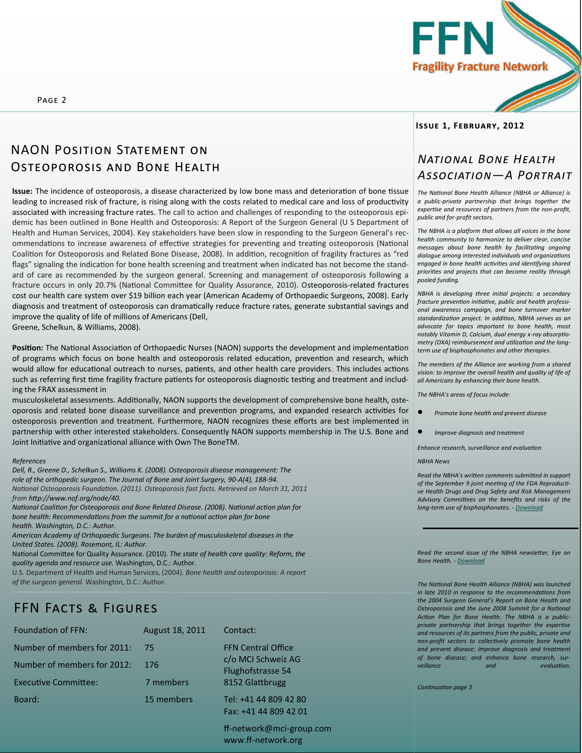## NAON Position Statement on Osteoporosis and Bone Health

**Issue:** The incidence of osteoporosis, a disease characterized by low bone mass and deterioration of bone tissue leading to increased risk of fracture, is rising along with the costs related to medical care and loss of productivity associated with increasing fracture rates. The call to action and challenges of responding to the osteoporosis epidemic has been outlined in Bone Health and Osteoporosis: A Report of the Surgeon General (U S Department of Health and Human Services, 2004). Key stakeholders have been slow in responding to the Surgeon General's recommendations to increase awareness of effective strategies for preventing and treating osteoporosis (National Coalition for Osteoporosis and Related Bone Disease, 2008). In addition, recognition of fragility fractures as "red flags" signaling the indication for bone health screening and treatment when indicated has not become the standard of care as recommended by the surgeon general. Screening and management of osteoporosis following a fracture occurs in only 20.7% (National Committee for Quality Assurance, 2010). Osteoporosis-related fractures cost our health care system over $19 billion each year (American Academy of Orthopaedic Surgeons, 2008). Early diagnosis and treatment of osteoporosis can dramatically reduce fracture rates, generate substantial savings and improve the quality of life of millions of Americans (Dell, Greene, Schelkun, & Williams, 2008).

**Position:** The National Association of Orthopaedic Nurses (NAON) supports the development and implementation of programs which focus on bone health and osteoporosis related education, prevention and research, which would allow for educational outreach to nurses, patients, and other health care providers. This includes actions such as referring first time fragility fracture patients for osteoporosis diagnostic testing and treatment and including the FRAX assessment in musculoskeletal assessments. Additionally, NAON supports the development of comprehensive bone health, osteoporosis and related bone disease surveillance and prevention programs, and expanded research activities for osteoporosis prevention and treatment. Furthermore, NAON recognizes these efforts are best implemented in partnership with other interested stakeholders. Consequently NAON supports membership in The U.S. Bone and Joint Initiative and organizational alliance with Own The BoneTM.

*References*

*Dell, R., Greene D., Schelkun S., Williams K. (2008). Osteoporosis disease management: The role of the orthopedic surgeon. The Journal of Bone and Joint Surgery, 90-A(4), 188-94.*

*National Osteoporosis Foundation. (2011). Osteoporosis fast facts. Retrieved on March 31, 2011 from http://www.nof.org/node/40.*

*National Coalition for Osteoporosis and Bone Related Disease. (2008). National action plan for bone health: Recommendations from the summit for a national action plan for bone health. Washington, D.C.: Author.*

*American Academy of Orthopaedic Surgeons. The burden of musculoskeletal diseases in the United States. (2008). Rosemont, IL: Author.*

National Committee for Quality Assurance. (2010). *The state of health care quality: Reform, the quality agenda and resource use.* Washington, D.C.: Author.

U.S. Department of Health and Human Services, (2004). *Bone health and osteoporosis: A report of the surgeon general.* Washington, D.C.: Author.

## FFN Facts & Figures

| | |
|---|---|
| Foundation of FFN: | August 18, 2011 |
| Number of members for 2011: | 75 |
| Number of members for 2012: | 176 |
| Executive Committee: | 7 members |
| Board: | 15 members |

Contact:

FFN Central Office
c/o MCI Schweiz AG
Flughofstrasse 54
8152 Glattbrugg

Tel: +41 44 809 42 80
Fax: +41 44 809 42 01

ff-network@mci-group.com
www.ff-network.org

**Issue 1, February, 2012**

## *National Bone Health Association—A Portrait*

*The National Bone Health Alliance (NBHA or Alliance) is a public-private partnership that brings together the expertise and resources of partners from the non-profit, public and for-profit sectors.*

*The NBHA is a platform that allows all voices in the bone health community to harmonize to deliver clear, concise messages about bone health by facilitating ongoing dialogue among interested individuals and organizations engaged in bone health activities and identifying shared priorities and projects that can become reality through pooled funding.*

*NBHA is developing three initial projects: a secondary fracture prevention initiative, public and health professional awareness campaign, and bone turnover marker standardization project. In addition, NBHA serves as an advocate for topics important to bone health, most notably Vitamin D, Calcium, dual energy x-ray absorptiometry (DXA) reimbursement and utilization and the long-term use of bisphosphonates and other therapies.*

*The members of the Alliance are working from a shared vision: to improve the overall health and quality of life of all Americans by enhancing their bone health.*

*The NBHA's areas of focus include:*

- *Promote bone health and prevent disease*
- *Improve diagnosis and treatment*

*Enhance research, surveillance and evaluation*

*NBHA News*

*Read the NBHA's written comments submitted in support of the September 9 joint meeting of the FDA Reproductive Health Drugs and Drug Safety and Risk Management Advisory Committees on the benefits and risks of the long-term use of bisphosphonates. - Download*

*Read the second issue of the NBHA newsletter, Eye on Bone Health. - Download*

*The National Bone Health Alliance (NBHA) was launched in late 2010 in response to the recommendations from the 2004 Surgeon General's Report on Bone Health and Osteoporosis and the June 2008 Summit for a National Action Plan for Bone Health. The NBHA is a public-private partnership that brings together the expertise and resources of its partners from the public, private and non-profit sectors to collectively promote bone health and prevent disease; improve diagnosis and treatment of bone disease; and enhance bone research, surveillance and evaluation.*

*Continuation page 3*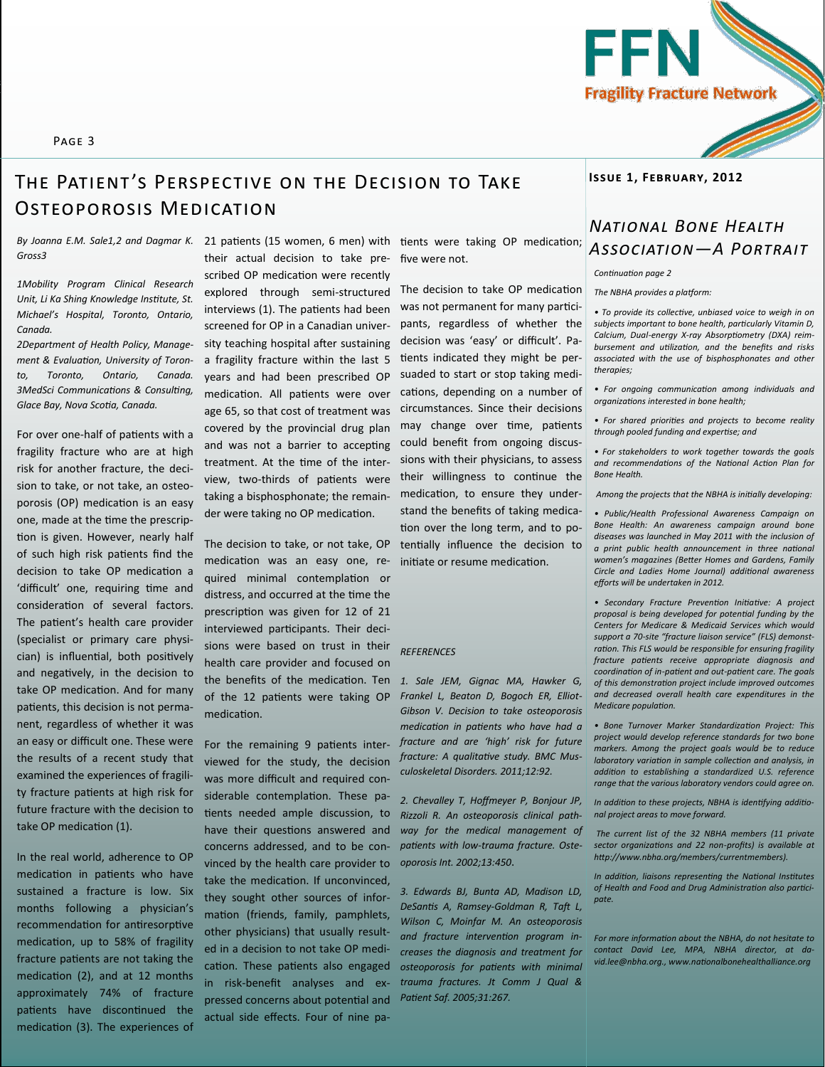# The Patient's Perspective on the Decision to Take Osteoporosis Medication

*By Joanna E.M. Sale1,2 and Dagmar K. Gross3*

*1Mobility Program Clinical Research Unit, Li Ka Shing Knowledge Institute, St. Michael's Hospital, Toronto, Ontario, Canada.*

*2Department of Health Policy, Management & Evaluation, University of Toronto, Toronto, Ontario, Canada.*

*3MedSci Communications & Consulting, Glace Bay, Nova Scotia, Canada.*

For over one-half of patients with a fragility fracture who are at high risk for another fracture, the decision to take, or not take, an osteoporosis (OP) medication is an easy one, made at the time the prescription is given. However, nearly half of such high risk patients find the decision to take OP medication a 'difficult' one, requiring time and consideration of several factors. The patient's health care provider (specialist or primary care physician) is influential, both positively and negatively, in the decision to take OP medication. And for many patients, this decision is not permanent, regardless of whether it was an easy or difficult one. These were the results of a recent study that examined the experiences of fragility fracture patients at high risk for future fracture with the decision to take OP medication (1).

In the real world, adherence to OP medication in patients who have sustained a fracture is low. Six months following a physician's recommendation for antiresorptive medication, up to 58% of fragility fracture patients are not taking the medication (2), and at 12 months approximately 74% of fracture patients have discontinued the medication (3). The experiences of 21 patients (15 women, 6 men) with their actual decision to take prescribed OP medication were recently explored through semi-structured interviews (1). The patients had been screened for OP in a Canadian university teaching hospital after sustaining a fragility fracture within the last 5 years and had been prescribed OP medication. All patients were over age 65, so that cost of treatment was covered by the provincial drug plan and was not a barrier to accepting treatment. At the time of the interview, two-thirds of patients were taking a bisphosphonate; the remainder were taking no OP medication.

The decision to take, or not take, OP medication was an easy one, required minimal contemplation or distress, and occurred at the time the prescription was given for 12 of 21 interviewed participants. Their decisions were based on trust in their health care provider and focused on the benefits of the medication. Ten of the 12 patients were taking OP medication.

For the remaining 9 patients interviewed for the study, the decision was more difficult and required considerable contemplation. These patients needed ample discussion, to have their questions answered and concerns addressed, and to be convinced by the health care provider to take the medication. If unconvinced, they sought other sources of information (friends, family, pamphlets, other physicians) that usually resulted in a decision to not take OP medication. These patients also engaged in risk-benefit analyses and expressed concerns about potential and actual side effects. Four of nine patients were taking OP medication; five were not.

The decision to take OP medication was not permanent for many participants, regardless of whether the decision was 'easy' or difficult'. Patients indicated they might be persuaded to start or stop taking medications, depending on a number of circumstances. Since their decisions may change over time, patients could benefit from ongoing discussions with their physicians, to assess their willingness to continue the medication, to ensure they understand the benefits of taking medication over the long term, and to potentially influence the decision to initiate or resume medication.

*REFERENCES*

*1. Sale JEM, Gignac MA, Hawker G, Frankel L, Beaton D, Bogoch ER, Elliot-Gibson V. Decision to take osteoporosis medication in patients who have had a fracture and are 'high' risk for future fracture: A qualitative study. BMC Musculoskeletal Disorders. 2011;12:92.*

*2. Chevalley T, Hoffmeyer P, Bonjour JP, Rizzoli R. An osteoporosis clinical pathway for the medical management of patients with low-trauma fracture. Osteoporosis Int. 2002;13:450.*

*3. Edwards BJ, Bunta AD, Madison LD, DeSantis A, Ramsey-Goldman R, Taft L, Wilson C, Moinfar M. An osteoporosis and fracture intervention program increases the diagnosis and treatment for osteoporosis for patients with minimal trauma fractures. Jt Comm J Qual & Patient Saf. 2005;31:267.*

## *National Bone Health Association—A Portrait*

*Continuation page 2*

*The NBHA provides a platform:*

- *To provide its collective, unbiased voice to weigh in on subjects important to bone health, particularly Vitamin D, Calcium, Dual-energy X-ray Absorptiometry (DXA) reimbursement and utilization, and the benefits and risks associated with the use of bisphosphonates and other therapies;*
- *For ongoing communication among individuals and organizations interested in bone health;*
- *For shared priorities and projects to become reality through pooled funding and expertise; and*
- *For stakeholders to work together towards the goals and recommendations of the National Action Plan for Bone Health.*

*Among the projects that the NBHA is initially developing:*

- *Public/Health Professional Awareness Campaign on Bone Health: An awareness campaign around bone diseases was launched in May 2011 with the inclusion of a print public health announcement in three national women's magazines (Better Homes and Gardens, Family Circle and Ladies Home Journal) additional awareness efforts will be undertaken in 2012.*
- *Secondary Fracture Prevention Initiative: A project proposal is being developed for potential funding by the Centers for Medicare & Medicaid Services which would support a 70-site "fracture liaison service" (FLS) demonstration. This FLS would be responsible for ensuring fragility fracture patients receive appropriate diagnosis and coordination of in-patient and out-patient care. The goals of this demonstration project include improved outcomes and decreased overall health care expenditures in the Medicare population.*
- *Bone Turnover Marker Standardization Project: This project would develop reference standards for two bone markers. Among the project goals would be to reduce laboratory variation in sample collection and analysis, in addition to establishing a standardized U.S. reference range that the various laboratory vendors could agree on.*

*In addition to these projects, NBHA is identifying additional project areas to move forward.*

*The current list of the 32 NBHA members (11 private sector organizations and 22 non-profits) is available at http://www.nbha.org/members/currentmembers).*

*In addition, liaisons representing the National Institutes of Health and Food and Drug Administration also participate.*

*For more information about the NBHA, do not hesitate to contact David Lee, MPA, NBHA director, at david.lee@nbha.org., www.nationalbonehealthalliance.org*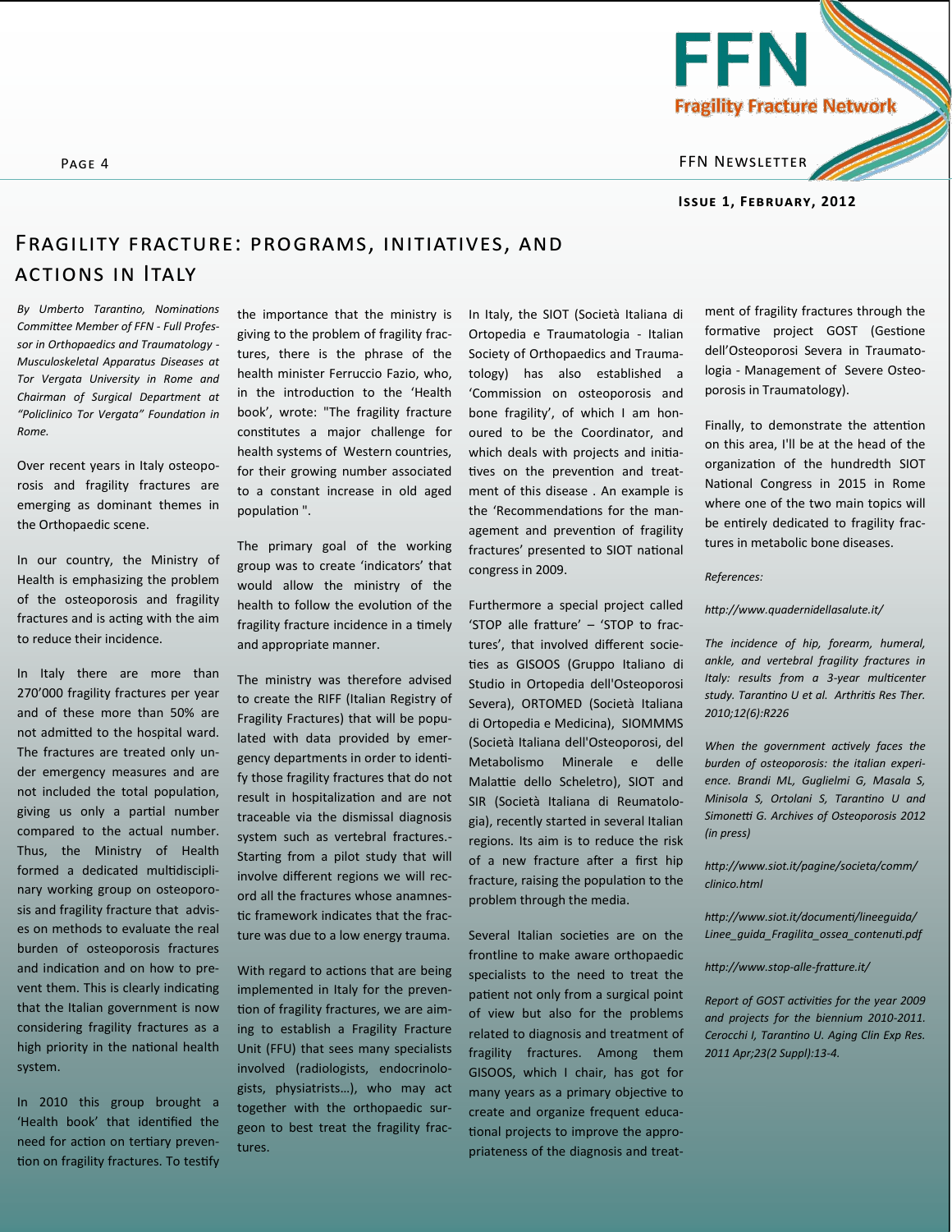# Fragility fracture: programs, initiatives, and actions in Italy

*By Umberto Tarantino, Nominations Committee Member of FFN - Full Professor in Orthopaedics and Traumatology - Musculoskeletal Apparatus Diseases at Tor Vergata University in Rome and Chairman of Surgical Department at "Policlinico Tor Vergata" Foundation in Rome.*

Over recent years in Italy osteoporosis and fragility fractures are emerging as dominant themes in the Orthopaedic scene.

In our country, the Ministry of Health is emphasizing the problem of the osteoporosis and fragility fractures and is acting with the aim to reduce their incidence.

In Italy there are more than 270'000 fragility fractures per year and of these more than 50% are not admitted to the hospital ward. The fractures are treated only under emergency measures and are not included the total population, giving us only a partial number compared to the actual number. Thus, the Ministry of Health formed a dedicated multidisciplinary working group on osteoporosis and fragility fracture that advises on methods to evaluate the real burden of osteoporosis fractures and indication and on how to prevent them. This is clearly indicating that the Italian government is now considering fragility fractures as a high priority in the national health system.

In 2010 this group brought a 'Health book' that identified the need for action on tertiary prevention on fragility fractures. To testify the importance that the ministry is giving to the problem of fragility fractures, there is the phrase of the health minister Ferruccio Fazio, who, in the introduction to the 'Health book', wrote: "The fragility fracture constitutes a major challenge for health systems of Western countries, for their growing number associated to a constant increase in old aged population ".

The primary goal of the working group was to create 'indicators' that would allow the ministry of the health to follow the evolution of the fragility fracture incidence in a timely and appropriate manner.

The ministry was therefore advised to create the RIFF (Italian Registry of Fragility Fractures) that will be populated with data provided by emergency departments in order to identify those fragility fractures that do not result in hospitalization and are not traceable via the dismissal diagnosis system such as vertebral fractures.- Starting from a pilot study that will involve different regions we will record all the fractures whose anamnestic framework indicates that the fracture was due to a low energy trauma.

With regard to actions that are being implemented in Italy for the prevention of fragility fractures, we are aiming to establish a Fragility Fracture Unit (FFU) that sees many specialists involved (radiologists, endocrinologists, physiatrists…), who may act together with the orthopaedic surgeon to best treat the fragility fractures.

In Italy, the SIOT (Società Italiana di Ortopedia e Traumatologia - Italian Society of Orthopaedics and Traumatology) has also established a 'Commission on osteoporosis and bone fragility', of which I am honoured to be the Coordinator, and which deals with projects and initiatives on the prevention and treatment of this disease . An example is the 'Recommendations for the management and prevention of fragility fractures' presented to SIOT national congress in 2009.

Furthermore a special project called 'STOP alle fratture' – 'STOP to fractures', that involved different societies as GISOOS (Gruppo Italiano di Studio in Ortopedia dell'Osteoporosi Severa), ORTOMED (Società Italiana di Ortopedia e Medicina), SIOMMMS (Società Italiana dell'Osteoporosi, del Metabolismo Minerale e delle Malattie dello Scheletro), SIOT and SIR (Società Italiana di Reumatologia), recently started in several Italian regions. Its aim is to reduce the risk of a new fracture after a first hip fracture, raising the population to the problem through the media.

Several Italian societies are on the frontline to make aware orthopaedic specialists to the need to treat the patient not only from a surgical point of view but also for the problems related to diagnosis and treatment of fragility fractures. Among them GISOOS, which I chair, has got for many years as a primary objective to create and organize frequent educational projects to improve the appropriateness of the diagnosis and treatment of fragility fractures through the formative project GOST (Gestione dell'Osteoporosi Severa in Traumatologia - Management of Severe Osteoporosis in Traumatology).

Finally, to demonstrate the attention on this area, I'll be at the head of the organization of the hundredth SIOT National Congress in 2015 in Rome where one of the two main topics will be entirely dedicated to fragility fractures in metabolic bone diseases.

*References:*

*http://www.quadernidellasalute.it/*

*The incidence of hip, forearm, humeral, ankle, and vertebral fragility fractures in Italy: results from a 3-year multicenter study. Tarantino U et al. Arthritis Res Ther. 2010;12(6):R226*

*When the government actively faces the burden of osteoporosis: the italian experience. Brandi ML, Guglielmi G, Masala S, Minisola S, Ortolani S, Tarantino U and Simonetti G. Archives of Osteoporosis 2012 (in press)*

*http://www.siot.it/pagine/societa/comm/clinico.html*

*http://www.siot.it/documenti/lineeguida/Linee_guida_Fragilita_ossea_contenuti.pdf*

*http://www.stop-alle-fratture.it/*

*Report of GOST activities for the year 2009 and projects for the biennium 2010-2011. Cerocchi I, Tarantino U. Aging Clin Exp Res. 2011 Apr;23(2 Suppl):13-4.*